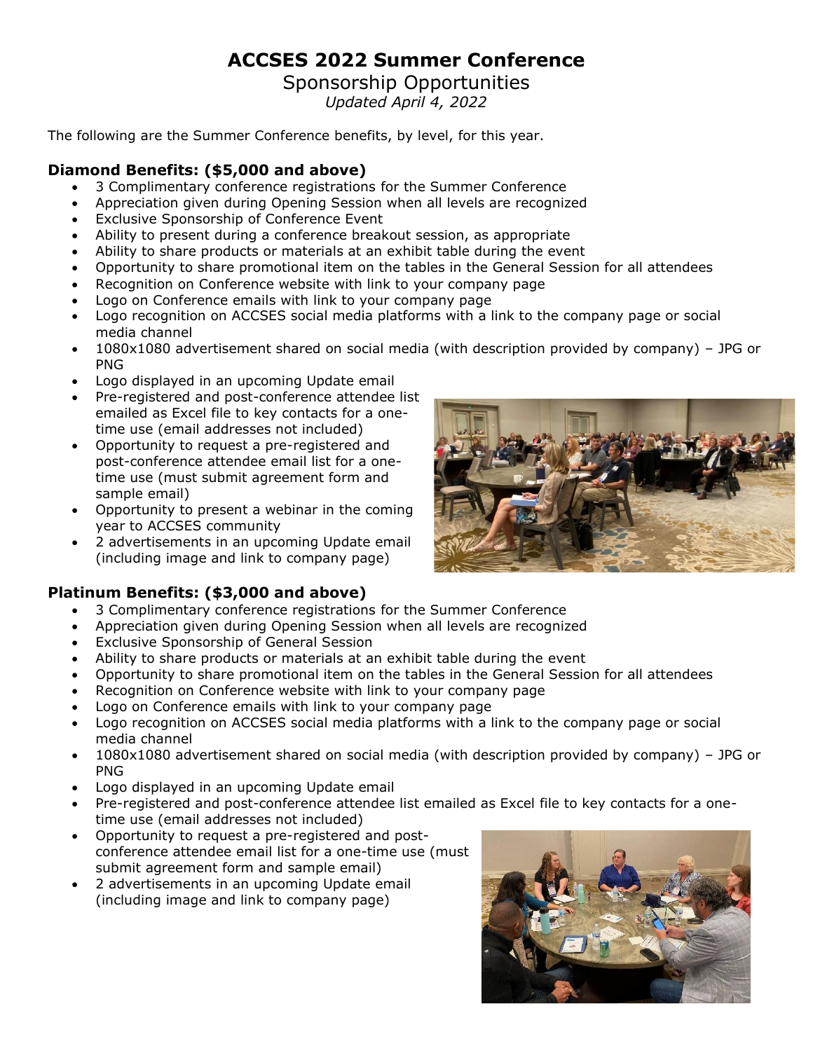# ACCSES 2022 Summer Conference

Sponsorship Opportunities

*Updated April 4, 2022*

The following are the Summer Conference benefits, by level, for this year.

### Diamond Benefits: ($5,000 and above)

- 3 Complimentary conference registrations for the Summer Conference
- Appreciation given during Opening Session when all levels are recognized
- Exclusive Sponsorship of Conference Event
- Ability to present during a conference breakout session, as appropriate
- Ability to share products or materials at an exhibit table during the event
- Opportunity to share promotional item on the tables in the General Session for all attendees
- Recognition on Conference website with link to your company page
- Logo on Conference emails with link to your company page
- Logo recognition on ACCSES social media platforms with a link to the company page or social media channel
- 1080x1080 advertisement shared on social media (with description provided by company) – JPG or PNG
- Logo displayed in an upcoming Update email
- Pre-registered and post-conference attendee list emailed as Excel file to key contacts for a one-time use (email addresses not included)
- Opportunity to request a pre-registered and post-conference attendee email list for a one-time use (must submit agreement form and sample email)
- Opportunity to present a webinar in the coming year to ACCSES community
- 2 advertisements in an upcoming Update email (including image and link to company page)

### Platinum Benefits: ($3,000 and above)

- 3 Complimentary conference registrations for the Summer Conference
- Appreciation given during Opening Session when all levels are recognized
- Exclusive Sponsorship of General Session
- Ability to share products or materials at an exhibit table during the event
- Opportunity to share promotional item on the tables in the General Session for all attendees
- Recognition on Conference website with link to your company page
- Logo on Conference emails with link to your company page
- Logo recognition on ACCSES social media platforms with a link to the company page or social media channel
- 1080x1080 advertisement shared on social media (with description provided by company) – JPG or PNG
- Logo displayed in an upcoming Update email
- Pre-registered and post-conference attendee list emailed as Excel file to key contacts for a one-time use (email addresses not included)
- Opportunity to request a pre-registered and post-conference attendee email list for a one-time use (must submit agreement form and sample email)
- 2 advertisements in an upcoming Update email (including image and link to company page)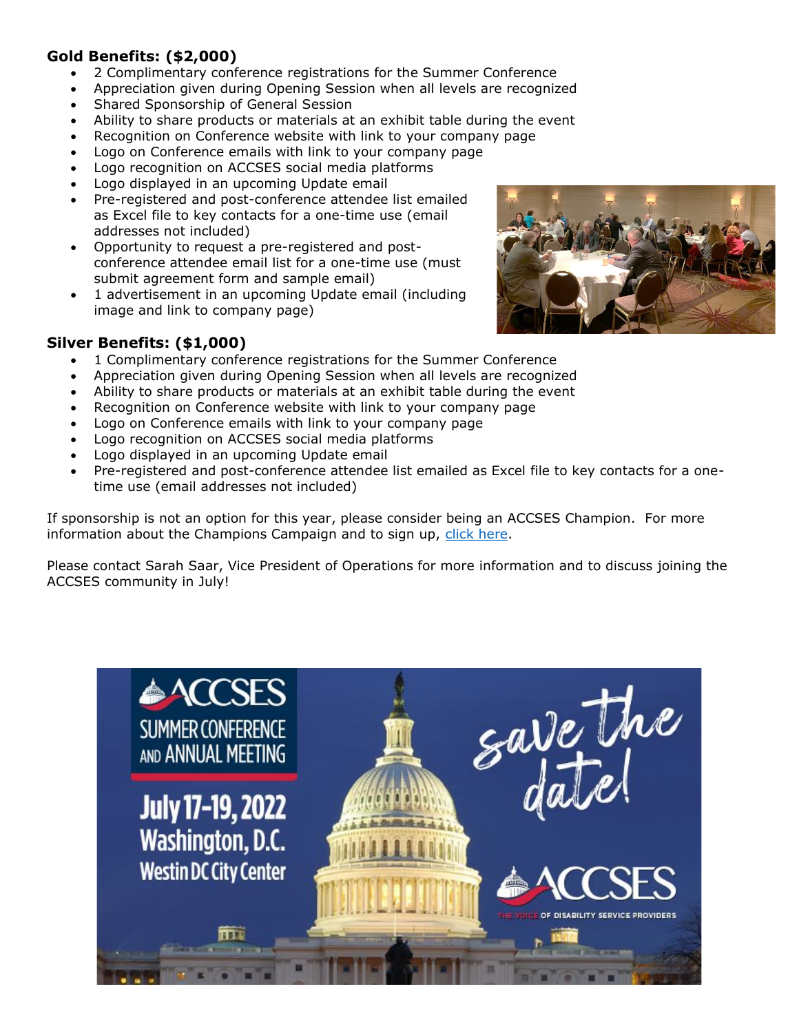**Gold Benefits: ($2,000)**

- 2 Complimentary conference registrations for the Summer Conference
- Appreciation given during Opening Session when all levels are recognized
- Shared Sponsorship of General Session
- Ability to share products or materials at an exhibit table during the event
- Recognition on Conference website with link to your company page
- Logo on Conference emails with link to your company page
- Logo recognition on ACCSES social media platforms
- Logo displayed in an upcoming Update email
- Pre-registered and post-conference attendee list emailed as Excel file to key contacts for a one-time use (email addresses not included)
- Opportunity to request a pre-registered and post-conference attendee email list for a one-time use (must submit agreement form and sample email)
- 1 advertisement in an upcoming Update email (including image and link to company page)

**Silver Benefits: ($1,000)**

- 1 Complimentary conference registrations for the Summer Conference
- Appreciation given during Opening Session when all levels are recognized
- Ability to share products or materials at an exhibit table during the event
- Recognition on Conference website with link to your company page
- Logo on Conference emails with link to your company page
- Logo recognition on ACCSES social media platforms
- Logo displayed in an upcoming Update email
- Pre-registered and post-conference attendee list emailed as Excel file to key contacts for a one-time use (email addresses not included)

If sponsorship is not an option for this year, please consider being an ACCSES Champion. For more information about the Champions Campaign and to sign up, click here.

Please contact Sarah Saar, Vice President of Operations for more information and to discuss joining the ACCSES community in July!

ACCSES SUMMER CONFERENCE AND ANNUAL MEETING

July 17-19, 2022
Washington, D.C.
Westin DC City Center

save the date!

ACCSES
THE VOICE OF DISABILITY SERVICE PROVIDERS